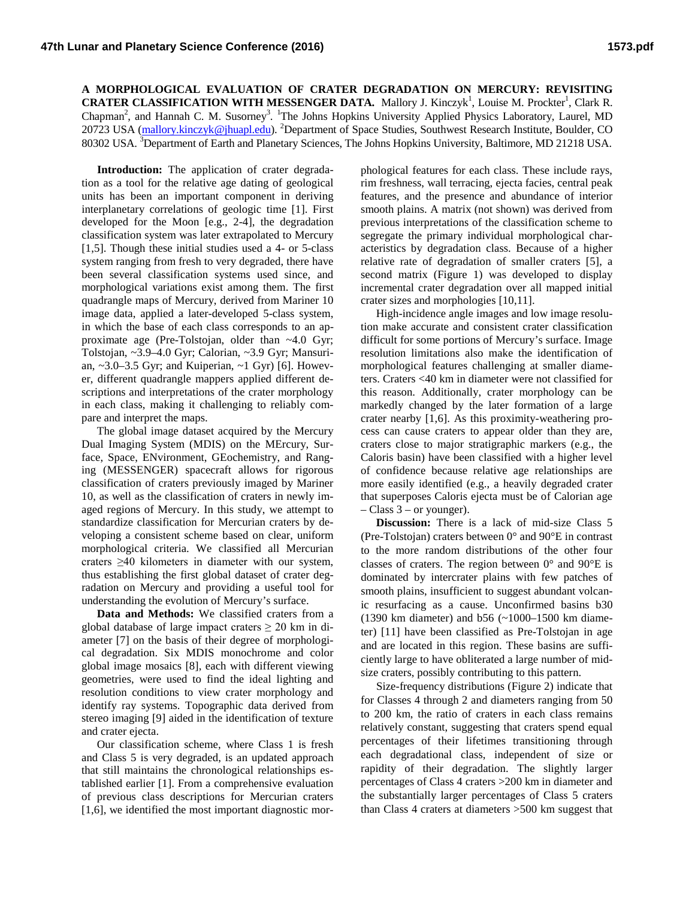**A MORPHOLOGICAL EVALUATION OF CRATER DEGRADATION ON MERCURY: REVISITING CRATER CLASSIFICATION WITH MESSENGER DATA.** Mallory J. Kinczyk[1], Louise M. Prockter[1], Clark R. Chapman[2], and Hannah C. M. Susorney[3]. [1]The Johns Hopkins University Applied Physics Laboratory, Laurel, MD 20723 USA (mallory.kinczyk@jhuapl.edu). [2]Department of Space Studies, Southwest Research Institute, Boulder, CO 80302 USA. [3]Department of Earth and Planetary Sciences, The Johns Hopkins University, Baltimore, MD 21218 USA.

**Introduction:** The application of crater degradation as a tool for the relative age dating of geological units has been an important component in deriving interplanetary correlations of geologic time [1]. First developed for the Moon [e.g., 2-4], the degradation classification system was later extrapolated to Mercury [1,5]. Though these initial studies used a 4- or 5-class system ranging from fresh to very degraded, there have been several classification systems used since, and morphological variations exist among them. The first quadrangle maps of Mercury, derived from Mariner 10 image data, applied a later-developed 5-class system, in which the base of each class corresponds to an approximate age (Pre-Tolstojan, older than ~4.0 Gyr; Tolstojan, ~3.9–4.0 Gyr; Calorian, ~3.9 Gyr; Mansurian, ~3.0–3.5 Gyr; and Kuiperian, ~1 Gyr) [6]. However, different quadrangle mappers applied different descriptions and interpretations of the crater morphology in each class, making it challenging to reliably compare and interpret the maps.

The global image dataset acquired by the Mercury Dual Imaging System (MDIS) on the MErcury, Surface, Space, ENvironment, GEochemistry, and Ranging (MESSENGER) spacecraft allows for rigorous classification of craters previously imaged by Mariner 10, as well as the classification of craters in newly imaged regions of Mercury. In this study, we attempt to standardize classification for Mercurian craters by developing a consistent scheme based on clear, uniform morphological criteria. We classified all Mercurian craters ≥40 kilometers in diameter with our system, thus establishing the first global dataset of crater degradation on Mercury and providing a useful tool for understanding the evolution of Mercury's surface.

**Data and Methods:** We classified craters from a global database of large impact craters ≥ 20 km in diameter [7] on the basis of their degree of morphological degradation. Six MDIS monochrome and color global image mosaics [8], each with different viewing geometries, were used to find the ideal lighting and resolution conditions to view crater morphology and identify ray systems. Topographic data derived from stereo imaging [9] aided in the identification of texture and crater ejecta.

Our classification scheme, where Class 1 is fresh and Class 5 is very degraded, is an updated approach that still maintains the chronological relationships established earlier [1]. From a comprehensive evaluation of previous class descriptions for Mercurian craters [1,6], we identified the most important diagnostic morphological features for each class. These include rays, rim freshness, wall terracing, ejecta facies, central peak features, and the presence and abundance of interior smooth plains. A matrix (not shown) was derived from previous interpretations of the classification scheme to segregate the primary individual morphological characteristics by degradation class. Because of a higher relative rate of degradation of smaller craters [5], a second matrix (Figure 1) was developed to display incremental crater degradation over all mapped initial crater sizes and morphologies [10,11].

High-incidence angle images and low image resolution make accurate and consistent crater classification difficult for some portions of Mercury's surface. Image resolution limitations also make the identification of morphological features challenging at smaller diameters. Craters <40 km in diameter were not classified for this reason. Additionally, crater morphology can be markedly changed by the later formation of a large crater nearby [1,6]. As this proximity-weathering process can cause craters to appear older than they are, craters close to major stratigraphic markers (e.g., the Caloris basin) have been classified with a higher level of confidence because relative age relationships are more easily identified (e.g., a heavily degraded crater that superposes Caloris ejecta must be of Calorian age – Class 3 – or younger).

**Discussion:** There is a lack of mid-size Class 5 (Pre-Tolstojan) craters between 0° and 90°E in contrast to the more random distributions of the other four classes of craters. The region between 0° and 90°E is dominated by intercrater plains with few patches of smooth plains, insufficient to suggest abundant volcanic resurfacing as a cause. Unconfirmed basins b30 (1390 km diameter) and b56 (~1000–1500 km diameter) [11] have been classified as Pre-Tolstojan in age and are located in this region. These basins are sufficiently large to have obliterated a large number of mid-size craters, possibly contributing to this pattern.

Size-frequency distributions (Figure 2) indicate that for Classes 4 through 2 and diameters ranging from 50 to 200 km, the ratio of craters in each class remains relatively constant, suggesting that craters spend equal percentages of their lifetimes transitioning through each degradational class, independent of size or rapidity of their degradation. The slightly larger percentages of Class 4 craters >200 km in diameter and the substantially larger percentages of Class 5 craters than Class 4 craters at diameters >500 km suggest that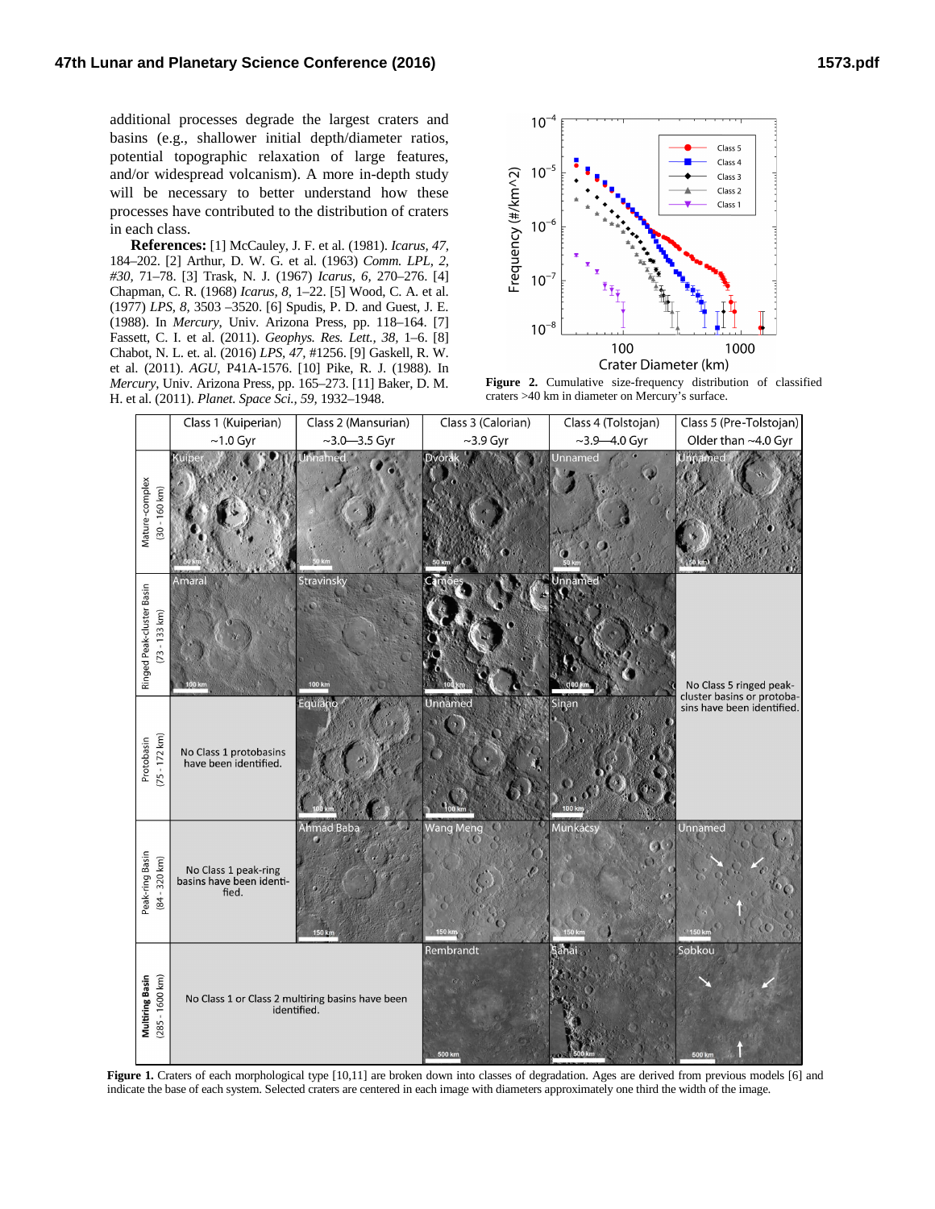additional processes degrade the largest craters and basins (e.g., shallower initial depth/diameter ratios, potential topographic relaxation of large features, and/or widespread volcanism). A more in-depth study will be necessary to better understand how these processes have contributed to the distribution of craters in each class.

**References:** [1] McCauley, J. F. et al. (1981). *Icarus, 47*, 184–202. [2] Arthur, D. W. G. et al. (1963) *Comm. LPL, 2, #30*, 71–78. [3] Trask, N. J. (1967) *Icarus, 6*, 270–276. [4] Chapman, C. R. (1968) *Icarus, 8*, 1–22. [5] Wood, C. A. et al. (1977) *LPS, 8*, 3503 –3520. [6] Spudis, P. D. and Guest, J. E. (1988). In *Mercury*, Univ. Arizona Press, pp. 118–164. [7] Fassett, C. I. et al. (2011). *Geophys. Res. Lett., 38*, 1–6. [8] Chabot, N. L. et. al. (2016) *LPS, 47*, #1256. [9] Gaskell, R. W. et al. (2011). *AGU*, P41A-1576. [10] Pike, R. J. (1988). In *Mercury*, Univ. Arizona Press, pp. 165–273. [11] Baker, D. M. H. et al. (2011). *Planet. Space Sci., 59*, 1932–1948.

Frequency (#/km^2)
$10^{-4}$
$10^{-5}$
$10^{-6}$
$10^{-7}$
$10^{-8}$
100
1000
Crater Diameter (km)
Class 5
Class 4
Class 3
Class 2
Class 1

**Figure 2.** Cumulative size-frequency distribution of classified craters >40 km in diameter on Mercury's surface.

| | Class 1 (Kuiperian) ~1.0 Gyr | Class 2 (Mansurian) ~3.0—3.5 Gyr | Class 3 (Calorian) ~3.9 Gyr | Class 4 (Tolstojan) ~3.9—4.0 Gyr | Class 5 (Pre-Tolstojan) Older than ~4.0 Gyr |
|---|---|---|---|---|---|
| Mature-complex (30 - 160 km) | Kuiper | Unnamed | Dvořák | Unnamed | Unnamed |
| Ringed Peak-cluster Basin (73 - 133 km) | Amaral | Stravinsky | Camões | Unnamed | No Class 5 ringed peak-cluster basins or protobasins have been identified. |
| Protobasin (75 - 172 km) | No Class 1 protobasins have been identified. | Equiano | Unnamed | Sinan | |
| Peak-ring Basin (84 - 320 km) | No Class 1 peak-ring basins have been identified. | Ahmad Baba | Wang Meng | Munkácsy | Unnamed |
| Multiring Basin (285 - 1600 km) | No Class 1 or Class 2 multiring basins have been identified. | | Rembrandt | Sanai | Sobkou |

**Figure 1.** Craters of each morphological type [10,11] are broken down into classes of degradation. Ages are derived from previous models [6] and indicate the base of each system. Selected craters are centered in each image with diameters approximately one third the width of the image.